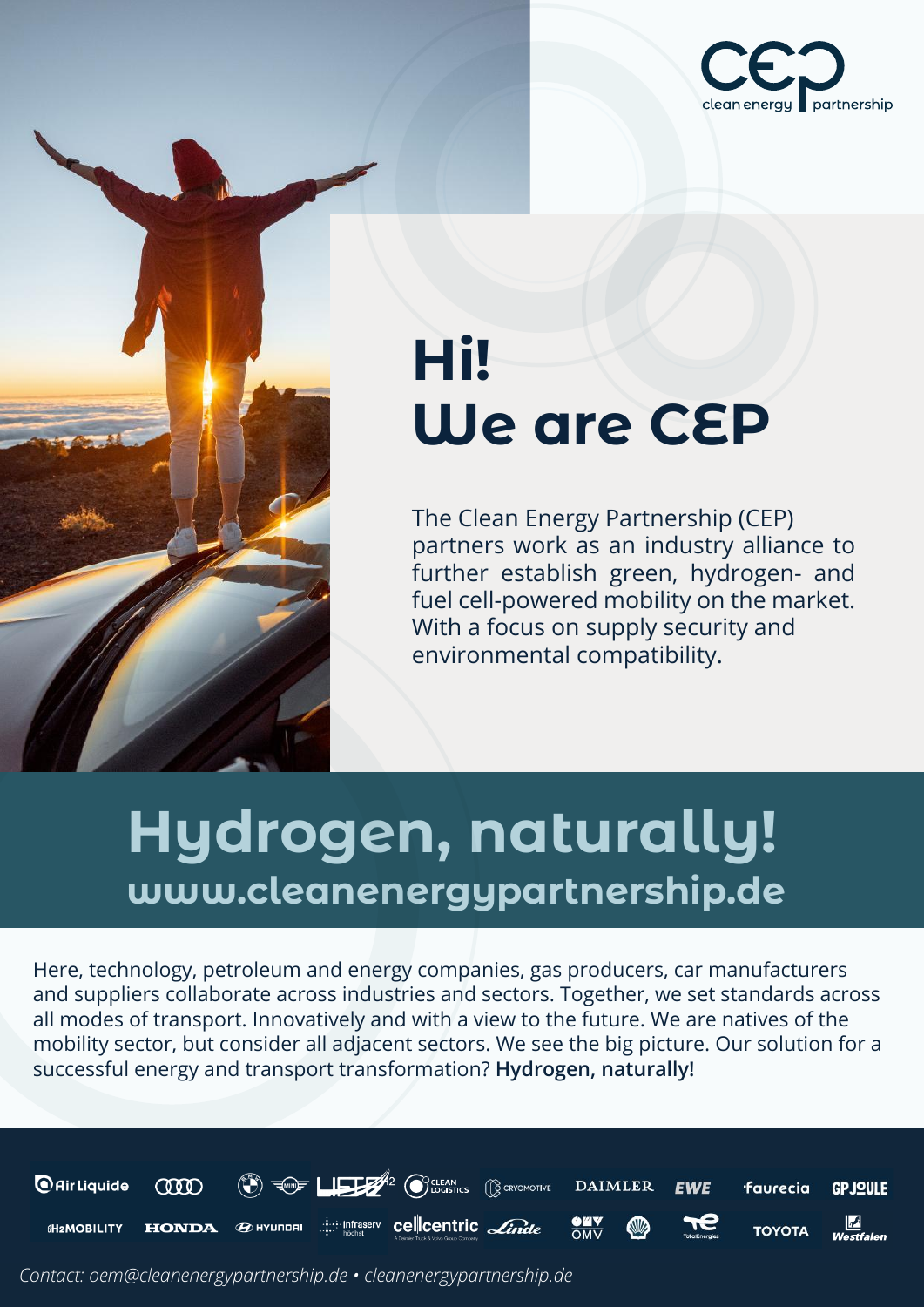clean energy partnership

# Hi!
# We are CEP

The Clean Energy Partnership (CEP) partners work as an industry alliance to further establish green, hydrogen- and fuel cell-powered mobility on the market. With a focus on supply security and environmental compatibility.

## Hydrogen, naturally!
## www.cleanenergypartnership.de

Here, technology, petroleum and energy companies, gas producers, car manufacturers and suppliers collaborate across industries and sectors. Together, we set standards across all modes of transport. Innovatively and with a view to the future. We are natives of the mobility sector, but consider all adjacent sectors. We see the big picture. Our solution for a successful energy and transport transformation? **Hydrogen, naturally!**

Air Liquide · Audi · BMW · MINI · LIFTE H2 · Clean Logistics · Cryomotive · DAIMLER · EWE · faurecia · GP JOULE · H2 MOBILITY · HONDA · HYUNDAI · infraserv höchst · cellcentric · Linde · OMV · Shell · TotalEnergies · TOYOTA · Westfalen

*Contact: oem@cleanenergypartnership.de • cleanenergypartnership.de*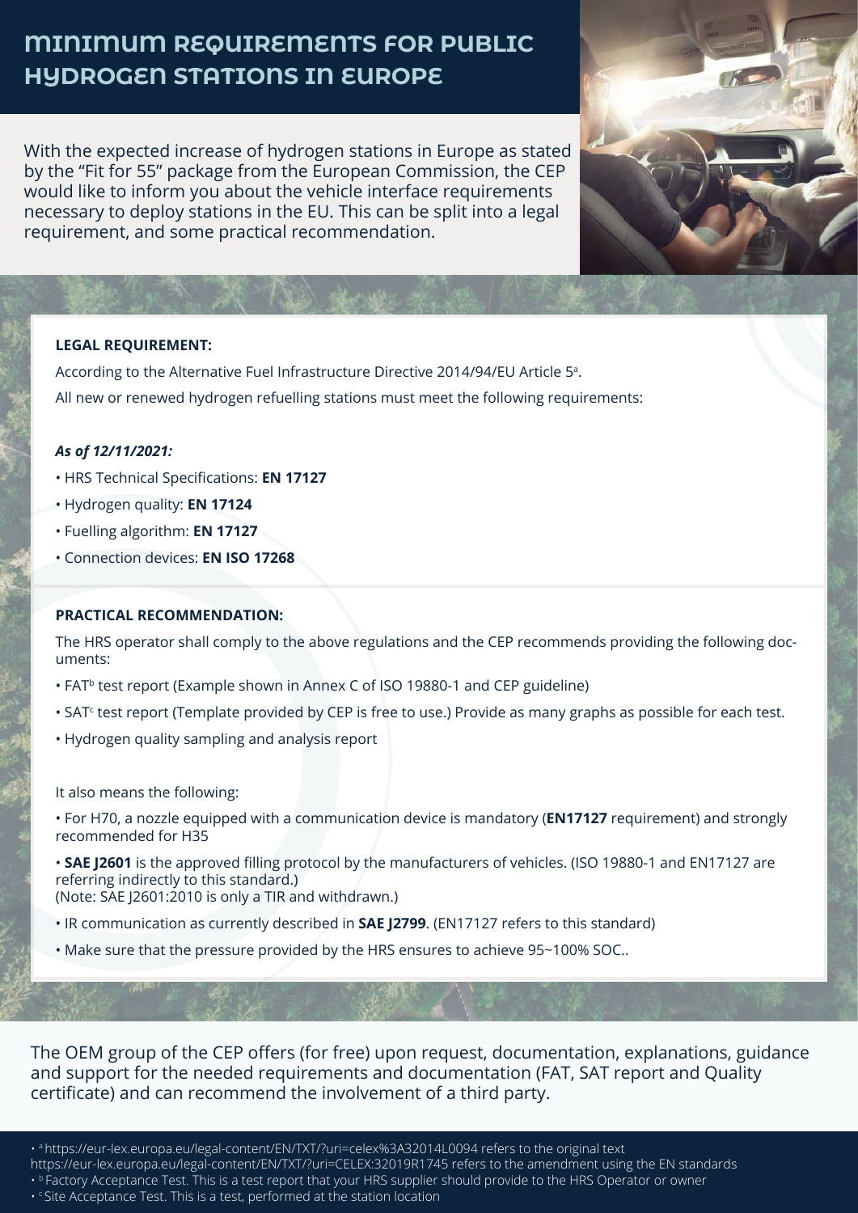# Minimum requirements for public hydrogen stations in Europe

With the expected increase of hydrogen stations in Europe as stated by the "Fit for 55" package from the European Commission, the CEP would like to inform you about the vehicle interface requirements necessary to deploy stations in the EU. This can be split into a legal requirement, and some practical recommendation.

**LEGAL REQUIREMENT:**

According to the Alternative Fuel Infrastructure Directive 2014/94/EU Article 5[a].

All new or renewed hydrogen refuelling stations must meet the following requirements:

***As of 12/11/2021:***

- HRS Technical Specifications: **EN 17127**
- Hydrogen quality: **EN 17124**
- Fuelling algorithm: **EN 17127**
- Connection devices: **EN ISO 17268**

**PRACTICAL RECOMMENDATION:**

The HRS operator shall comply to the above regulations and the CEP recommends providing the following documents:

- FAT[b] test report (Example shown in Annex C of ISO 19880-1 and CEP guideline)
- SAT[c] test report (Template provided by CEP is free to use.) Provide as many graphs as possible for each test.
- Hydrogen quality sampling and analysis report

It also means the following:

- For H70, a nozzle equipped with a communication device is mandatory (**EN17127** requirement) and strongly recommended for H35
- **SAE J2601** is the approved filling protocol by the manufacturers of vehicles. (ISO 19880-1 and EN17127 are referring indirectly to this standard.)
  (Note: SAE J2601:2010 is only a TIR and withdrawn.)
- IR communication as currently described in **SAE J2799**. (EN17127 refers to this standard)
- Make sure that the pressure provided by the HRS ensures to achieve 95~100% SOC..

The OEM group of the CEP offers (for free) upon request, documentation, explanations, guidance and support for the needed requirements and documentation (FAT, SAT report and Quality certificate) and can recommend the involvement of a third party.

- [a] https://eur-lex.europa.eu/legal-content/EN/TXT/?uri=celex%3A32014L0094 refers to the original text
  https://eur-lex.europa.eu/legal-content/EN/TXT/?uri=CELEX:32019R1745 refers to the amendment using the EN standards
- [b] Factory Acceptance Test. This is a test report that your HRS supplier should provide to the HRS Operator or owner
- [c] Site Acceptance Test. This is a test, performed at the station location